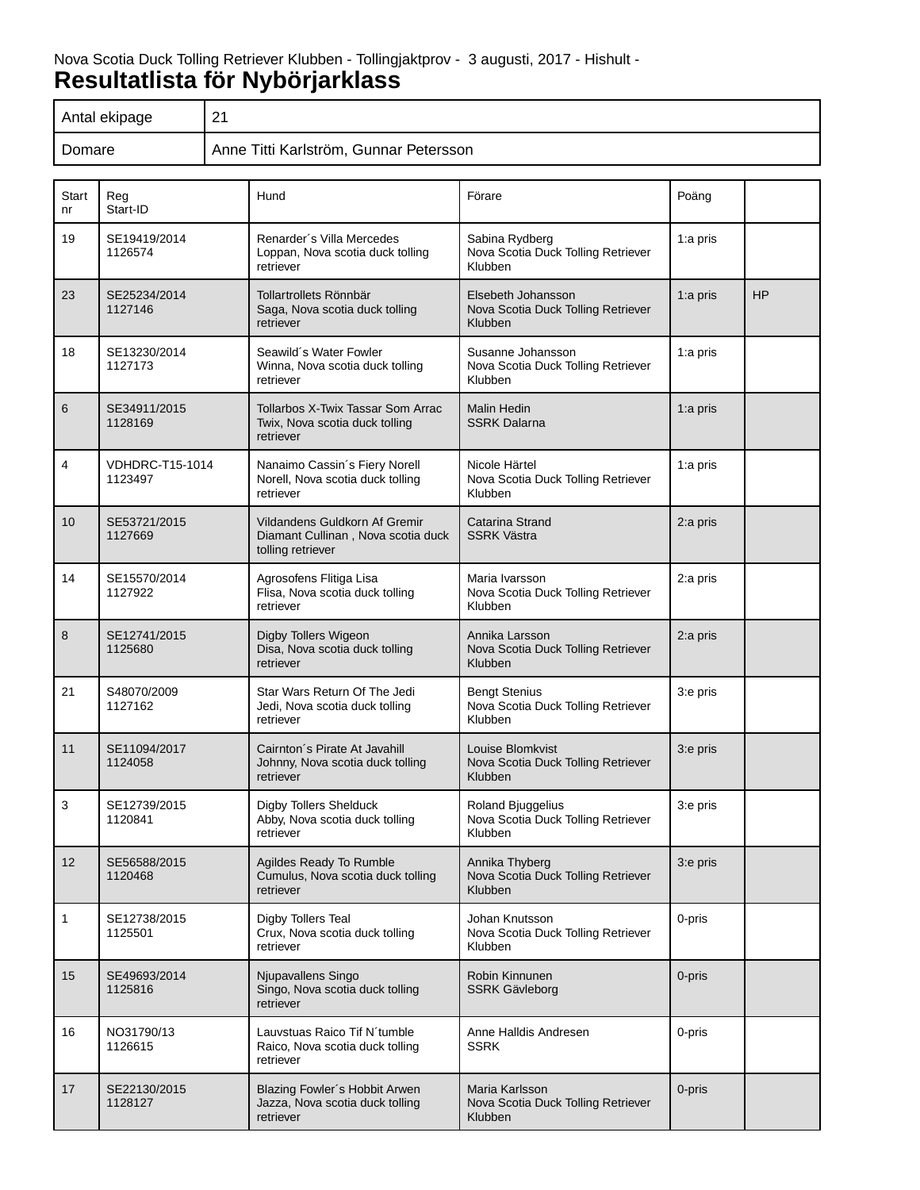Nova Scotia Duck Tolling Retriever Klubben - Tollingjaktprov - 3 augusti, 2017 - Hishult -

# Resultatlista för Nybörjarklass

| Antal ekipage | 21 |
|---|---|
| Domare | Anne Titti Karlström, Gunnar Petersson |

| Start nr | Reg Start-ID | Hund | Förare | Poäng | |
|---|---|---|---|---|---|
| 19 | SE19419/2014 1126574 | Renarder´s Villa Mercedes Loppan, Nova scotia duck tolling retriever | Sabina Rydberg Nova Scotia Duck Tolling Retriever Klubben | 1:a pris | |
| 23 | SE25234/2014 1127146 | Tollartrollets Rönnbär Saga, Nova scotia duck tolling retriever | Elsebeth Johansson Nova Scotia Duck Tolling Retriever Klubben | 1:a pris | HP |
| 18 | SE13230/2014 1127173 | Seawild´s Water Fowler Winna, Nova scotia duck tolling retriever | Susanne Johansson Nova Scotia Duck Tolling Retriever Klubben | 1:a pris | |
| 6 | SE34911/2015 1128169 | Tollarbos X-Twix Tassar Som Arrac Twix, Nova scotia duck tolling retriever | Malin Hedin SSRK Dalarna | 1:a pris | |
| 4 | VDHDRC-T15-1014 1123497 | Nanaimo Cassin´s Fiery Norell Norell, Nova scotia duck tolling retriever | Nicole Härtel Nova Scotia Duck Tolling Retriever Klubben | 1:a pris | |
| 10 | SE53721/2015 1127669 | Vildandens Guldkorn Af Gremir Diamant Cullinan , Nova scotia duck tolling retriever | Catarina Strand SSRK Västra | 2:a pris | |
| 14 | SE15570/2014 1127922 | Agrosofens Flitiga Lisa Flisa, Nova scotia duck tolling retriever | Maria Ivarsson Nova Scotia Duck Tolling Retriever Klubben | 2:a pris | |
| 8 | SE12741/2015 1125680 | Digby Tollers Wigeon Disa, Nova scotia duck tolling retriever | Annika Larsson Nova Scotia Duck Tolling Retriever Klubben | 2:a pris | |
| 21 | S48070/2009 1127162 | Star Wars Return Of The Jedi Jedi, Nova scotia duck tolling retriever | Bengt Stenius Nova Scotia Duck Tolling Retriever Klubben | 3:e pris | |
| 11 | SE11094/2017 1124058 | Cairnton´s Pirate At Javahill Johnny, Nova scotia duck tolling retriever | Louise Blomkvist Nova Scotia Duck Tolling Retriever Klubben | 3:e pris | |
| 3 | SE12739/2015 1120841 | Digby Tollers Shelduck Abby, Nova scotia duck tolling retriever | Roland Bjuggelius Nova Scotia Duck Tolling Retriever Klubben | 3:e pris | |
| 12 | SE56588/2015 1120468 | Agildes Ready To Rumble Cumulus, Nova scotia duck tolling retriever | Annika Thyberg Nova Scotia Duck Tolling Retriever Klubben | 3:e pris | |
| 1 | SE12738/2015 1125501 | Digby Tollers Teal Crux, Nova scotia duck tolling retriever | Johan Knutsson Nova Scotia Duck Tolling Retriever Klubben | 0-pris | |
| 15 | SE49693/2014 1125816 | Njupavallens Singo Singo, Nova scotia duck tolling retriever | Robin Kinnunen SSRK Gävleborg | 0-pris | |
| 16 | NO31790/13 1126615 | Lauvstuas Raico Tif N´tumble Raico, Nova scotia duck tolling retriever | Anne Halldis Andresen SSRK | 0-pris | |
| 17 | SE22130/2015 1128127 | Blazing Fowler´s Hobbit Arwen Jazza, Nova scotia duck tolling retriever | Maria Karlsson Nova Scotia Duck Tolling Retriever Klubben | 0-pris | |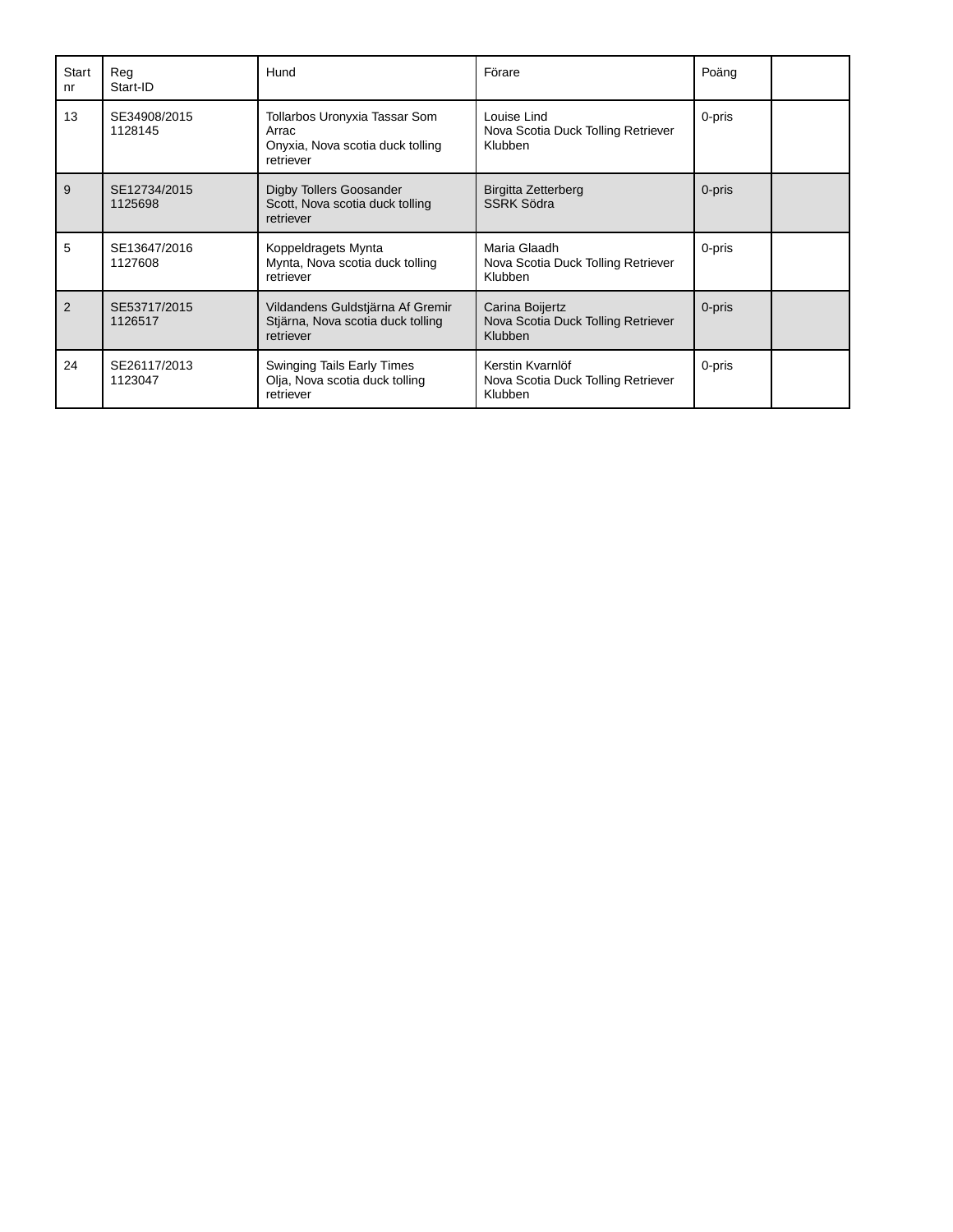| Start nr | Reg<br>Start-ID | Hund | Förare | Poäng | |
|---|---|---|---|---|---|
| 13 | SE34908/2015<br>1128145 | Tollarbos Uronyxia Tassar Som Arrac<br>Onyxia, Nova scotia duck tolling retriever | Louise Lind<br>Nova Scotia Duck Tolling Retriever Klubben | 0-pris | |
| 9 | SE12734/2015<br>1125698 | Digby Tollers Goosander<br>Scott, Nova scotia duck tolling retriever | Birgitta Zetterberg<br>SSRK Södra | 0-pris | |
| 5 | SE13647/2016<br>1127608 | Koppeldragets Mynta<br>Mynta, Nova scotia duck tolling retriever | Maria Glaadh<br>Nova Scotia Duck Tolling Retriever Klubben | 0-pris | |
| 2 | SE53717/2015<br>1126517 | Vildandens Guldstjärna Af Gremir<br>Stjärna, Nova scotia duck tolling retriever | Carina Boijertz<br>Nova Scotia Duck Tolling Retriever Klubben | 0-pris | |
| 24 | SE26117/2013<br>1123047 | Swinging Tails Early Times<br>Olja, Nova scotia duck tolling retriever | Kerstin Kvarnlöf<br>Nova Scotia Duck Tolling Retriever Klubben | 0-pris | |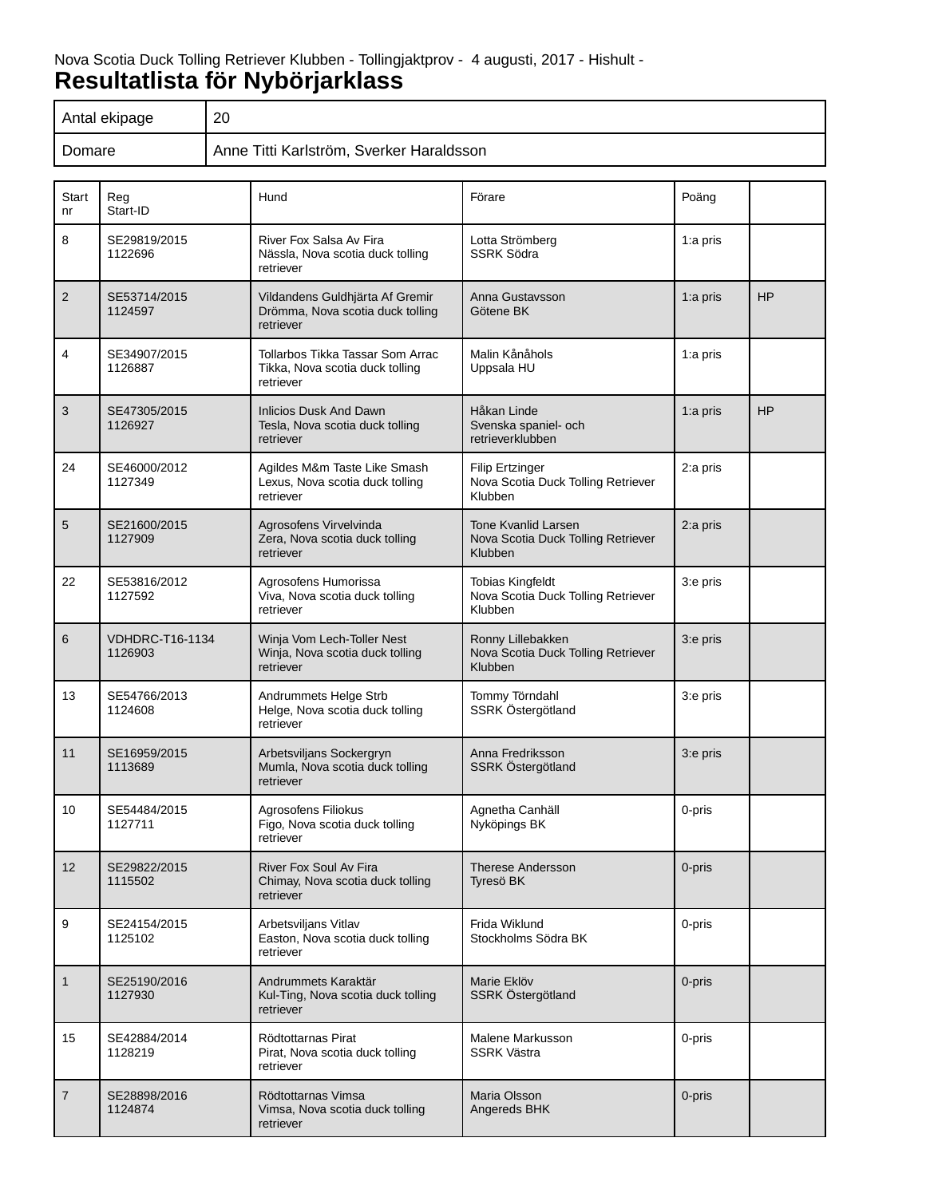Nova Scotia Duck Tolling Retriever Klubben - Tollingjaktprov - 4 augusti, 2017 - Hishult -

# Resultatlista för Nybörjarklass

| Antal ekipage | 20 |
|---|---|
| Domare | Anne Titti Karlström, Sverker Haraldsson |

| Start nr | Reg Start-ID | Hund | Förare | Poäng | |
|---|---|---|---|---|---|
| 8 | SE29819/2015 1122696 | River Fox Salsa Av Fira Nässla, Nova scotia duck tolling retriever | Lotta Strömberg SSRK Södra | 1:a pris | |
| 2 | SE53714/2015 1124597 | Vildandens Guldhjärta Af Gremir Drömma, Nova scotia duck tolling retriever | Anna Gustavsson Götene BK | 1:a pris | HP |
| 4 | SE34907/2015 1126887 | Tollarbos Tikka Tassar Som Arrac Tikka, Nova scotia duck tolling retriever | Malin Kånåhols Uppsala HU | 1:a pris | |
| 3 | SE47305/2015 1126927 | Inlicios Dusk And Dawn Tesla, Nova scotia duck tolling retriever | Håkan Linde Svenska spaniel- och retrieverklubben | 1:a pris | HP |
| 24 | SE46000/2012 1127349 | Agildes M&m Taste Like Smash Lexus, Nova scotia duck tolling retriever | Filip Ertzinger Nova Scotia Duck Tolling Retriever Klubben | 2:a pris | |
| 5 | SE21600/2015 1127909 | Agrosofens Virvelvinda Zera, Nova scotia duck tolling retriever | Tone Kvanlid Larsen Nova Scotia Duck Tolling Retriever Klubben | 2:a pris | |
| 22 | SE53816/2012 1127592 | Agrosofens Humorissa Viva, Nova scotia duck tolling retriever | Tobias Kingfeldt Nova Scotia Duck Tolling Retriever Klubben | 3:e pris | |
| 6 | VDHDRC-T16-1134 1126903 | Winja Vom Lech-Toller Nest Winja, Nova scotia duck tolling retriever | Ronny Lillebakken Nova Scotia Duck Tolling Retriever Klubben | 3:e pris | |
| 13 | SE54766/2013 1124608 | Andrummets Helge Strb Helge, Nova scotia duck tolling retriever | Tommy Törndahl SSRK Östergötland | 3:e pris | |
| 11 | SE16959/2015 1113689 | Arbetsviljans Sockergryn Mumla, Nova scotia duck tolling retriever | Anna Fredriksson SSRK Östergötland | 3:e pris | |
| 10 | SE54484/2015 1127711 | Agrosofens Filiokus Figo, Nova scotia duck tolling retriever | Agnetha Canhäll Nyköpings BK | 0-pris | |
| 12 | SE29822/2015 1115502 | River Fox Soul Av Fira Chimay, Nova scotia duck tolling retriever | Therese Andersson Tyresö BK | 0-pris | |
| 9 | SE24154/2015 1125102 | Arbetsviljans Vitlav Easton, Nova scotia duck tolling retriever | Frida Wiklund Stockholms Södra BK | 0-pris | |
| 1 | SE25190/2016 1127930 | Andrummets Karaktär Kul-Ting, Nova scotia duck tolling retriever | Marie Eklöv SSRK Östergötland | 0-pris | |
| 15 | SE42884/2014 1128219 | Rödtottarnas Pirat Pirat, Nova scotia duck tolling retriever | Malene Markusson SSRK Västra | 0-pris | |
| 7 | SE28898/2016 1124874 | Rödtottarnas Vimsa Vimsa, Nova scotia duck tolling retriever | Maria Olsson Angereds BHK | 0-pris | |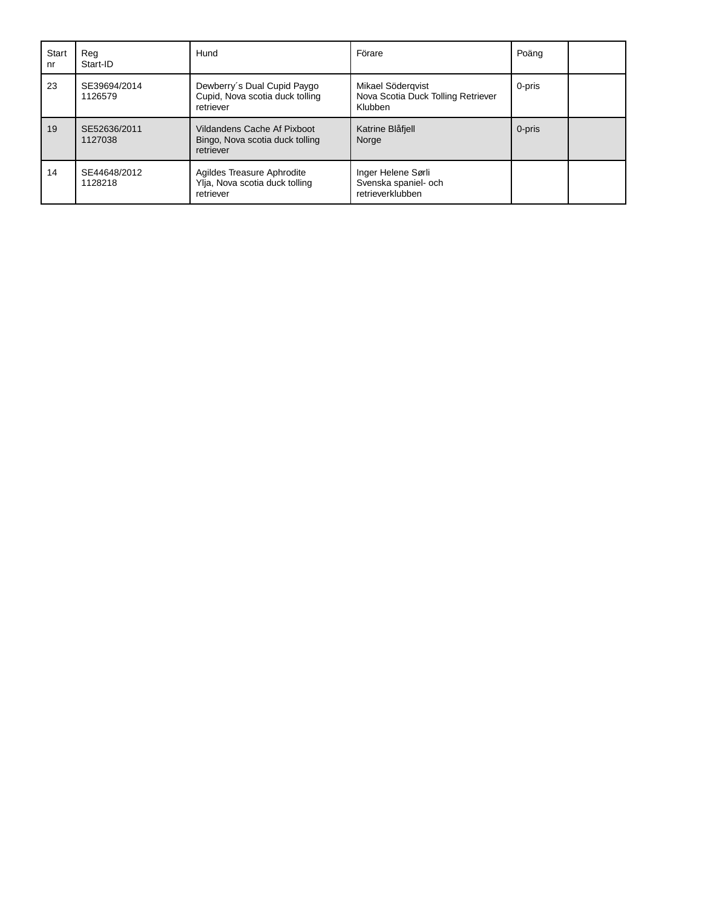| Start nr | Reg Start-ID | Hund | Förare | Poäng | |
|---|---|---|---|---|---|
| 23 | SE39694/2014 1126579 | Dewberry´s Dual Cupid Paygo Cupid, Nova scotia duck tolling retriever | Mikael Söderqvist Nova Scotia Duck Tolling Retriever Klubben | 0-pris | |
| 19 | SE52636/2011 1127038 | Vildandens Cache Af Pixboot Bingo, Nova scotia duck tolling retriever | Katrine Blåfjell Norge | 0-pris | |
| 14 | SE44648/2012 1128218 | Agildes Treasure Aphrodite Ylja, Nova scotia duck tolling retriever | Inger Helene Sørli Svenska spaniel- och retrieverklubben | | |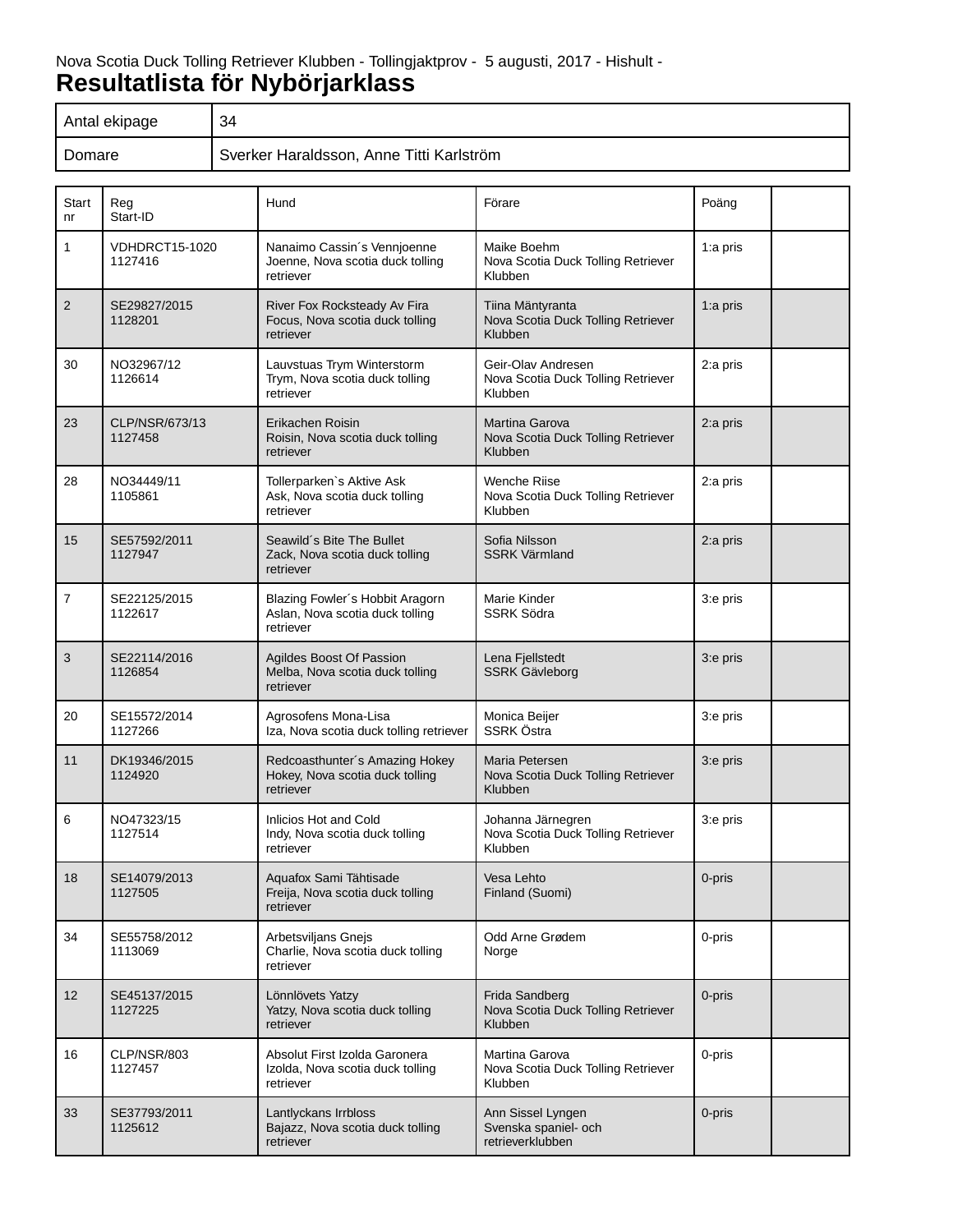Nova Scotia Duck Tolling Retriever Klubben - Tollingjaktprov - 5 augusti, 2017 - Hishult -

# Resultatlista för Nybörjarklass

| Antal ekipage | 34 |
|---|---|
| Domare | Sverker Haraldsson, Anne Titti Karlström |

| Start nr | Reg Start-ID | Hund | Förare | Poäng | |
|---|---|---|---|---|---|
| 1 | VDHDRCT15-1020 1127416 | Nanaimo Cassin´s Vennjoenne Joenne, Nova scotia duck tolling retriever | Maike Boehm Nova Scotia Duck Tolling Retriever Klubben | 1:a pris | |
| 2 | SE29827/2015 1128201 | River Fox Rocksteady Av Fira Focus, Nova scotia duck tolling retriever | Tiina Mäntyranta Nova Scotia Duck Tolling Retriever Klubben | 1:a pris | |
| 30 | NO32967/12 1126614 | Lauvstuas Trym Winterstorm Trym, Nova scotia duck tolling retriever | Geir-Olav Andresen Nova Scotia Duck Tolling Retriever Klubben | 2:a pris | |
| 23 | CLP/NSR/673/13 1127458 | Erikachen Roisin Roisin, Nova scotia duck tolling retriever | Martina Garova Nova Scotia Duck Tolling Retriever Klubben | 2:a pris | |
| 28 | NO34449/11 1105861 | Tollerparken`s Aktive Ask Ask, Nova scotia duck tolling retriever | Wenche Riise Nova Scotia Duck Tolling Retriever Klubben | 2:a pris | |
| 15 | SE57592/2011 1127947 | Seawild´s Bite The Bullet Zack, Nova scotia duck tolling retriever | Sofia Nilsson SSRK Värmland | 2:a pris | |
| 7 | SE22125/2015 1122617 | Blazing Fowler´s Hobbit Aragorn Aslan, Nova scotia duck tolling retriever | Marie Kinder SSRK Södra | 3:e pris | |
| 3 | SE22114/2016 1126854 | Agildes Boost Of Passion Melba, Nova scotia duck tolling retriever | Lena Fjellstedt SSRK Gävleborg | 3:e pris | |
| 20 | SE15572/2014 1127266 | Agrosofens Mona-Lisa Iza, Nova scotia duck tolling retriever | Monica Beijer SSRK Östra | 3:e pris | |
| 11 | DK19346/2015 1124920 | Redcoasthunter´s Amazing Hokey Hokey, Nova scotia duck tolling retriever | Maria Petersen Nova Scotia Duck Tolling Retriever Klubben | 3:e pris | |
| 6 | NO47323/15 1127514 | Inlicios Hot and Cold Indy, Nova scotia duck tolling retriever | Johanna Järnegren Nova Scotia Duck Tolling Retriever Klubben | 3:e pris | |
| 18 | SE14079/2013 1127505 | Aquafox Sami Tähtisade Freija, Nova scotia duck tolling retriever | Vesa Lehto Finland (Suomi) | 0-pris | |
| 34 | SE55758/2012 1113069 | Arbetsviljans Gnejs Charlie, Nova scotia duck tolling retriever | Odd Arne Grødem Norge | 0-pris | |
| 12 | SE45137/2015 1127225 | Lönnlövets Yatzy Yatzy, Nova scotia duck tolling retriever | Frida Sandberg Nova Scotia Duck Tolling Retriever Klubben | 0-pris | |
| 16 | CLP/NSR/803 1127457 | Absolut First Izolda Garonera Izolda, Nova scotia duck tolling retriever | Martina Garova Nova Scotia Duck Tolling Retriever Klubben | 0-pris | |
| 33 | SE37793/2011 1125612 | Lantlyckans Irrbloss Bajazz, Nova scotia duck tolling retriever | Ann Sissel Lyngen Svenska spaniel- och retrieverklubben | 0-pris | |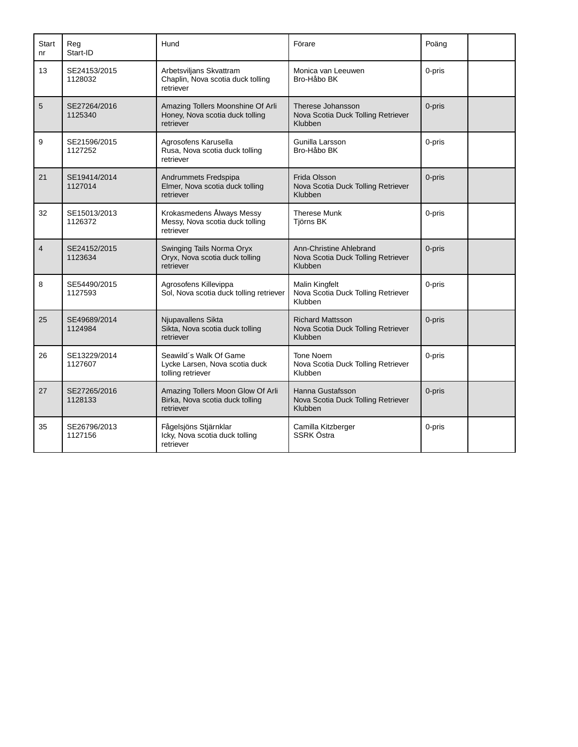| Start nr | Reg Start-ID | Hund | Förare | Poäng | |
|---|---|---|---|---|---|
| 13 | SE24153/2015 1128032 | Arbetsviljans Skvattram Chaplin, Nova scotia duck tolling retriever | Monica van Leeuwen Bro-Håbo BK | 0-pris | |
| 5 | SE27264/2016 1125340 | Amazing Tollers Moonshine Of Arli Honey, Nova scotia duck tolling retriever | Therese Johansson Nova Scotia Duck Tolling Retriever Klubben | 0-pris | |
| 9 | SE21596/2015 1127252 | Agrosofens Karusella Rusa, Nova scotia duck tolling retriever | Gunilla Larsson Bro-Håbo BK | 0-pris | |
| 21 | SE19414/2014 1127014 | Andrummets Fredspipa Elmer, Nova scotia duck tolling retriever | Frida Olsson Nova Scotia Duck Tolling Retriever Klubben | 0-pris | |
| 32 | SE15013/2013 1126372 | Krokasmedens Ålways Messy Messy, Nova scotia duck tolling retriever | Therese Munk Tjörns BK | 0-pris | |
| 4 | SE24152/2015 1123634 | Swinging Tails Norma Oryx Oryx, Nova scotia duck tolling retriever | Ann-Christine Ahlebrand Nova Scotia Duck Tolling Retriever Klubben | 0-pris | |
| 8 | SE54490/2015 1127593 | Agrosofens Killevippa Sol, Nova scotia duck tolling retriever | Malin Kingfelt Nova Scotia Duck Tolling Retriever Klubben | 0-pris | |
| 25 | SE49689/2014 1124984 | Njupavallens Sikta Sikta, Nova scotia duck tolling retriever | Richard Mattsson Nova Scotia Duck Tolling Retriever Klubben | 0-pris | |
| 26 | SE13229/2014 1127607 | Seawild´s Walk Of Game Lycke Larsen, Nova scotia duck tolling retriever | Tone Noem Nova Scotia Duck Tolling Retriever Klubben | 0-pris | |
| 27 | SE27265/2016 1128133 | Amazing Tollers Moon Glow Of Arli Birka, Nova scotia duck tolling retriever | Hanna Gustafsson Nova Scotia Duck Tolling Retriever Klubben | 0-pris | |
| 35 | SE26796/2013 1127156 | Fågelsjöns Stjärnklar Icky, Nova scotia duck tolling retriever | Camilla Kitzberger SSRK Östra | 0-pris | |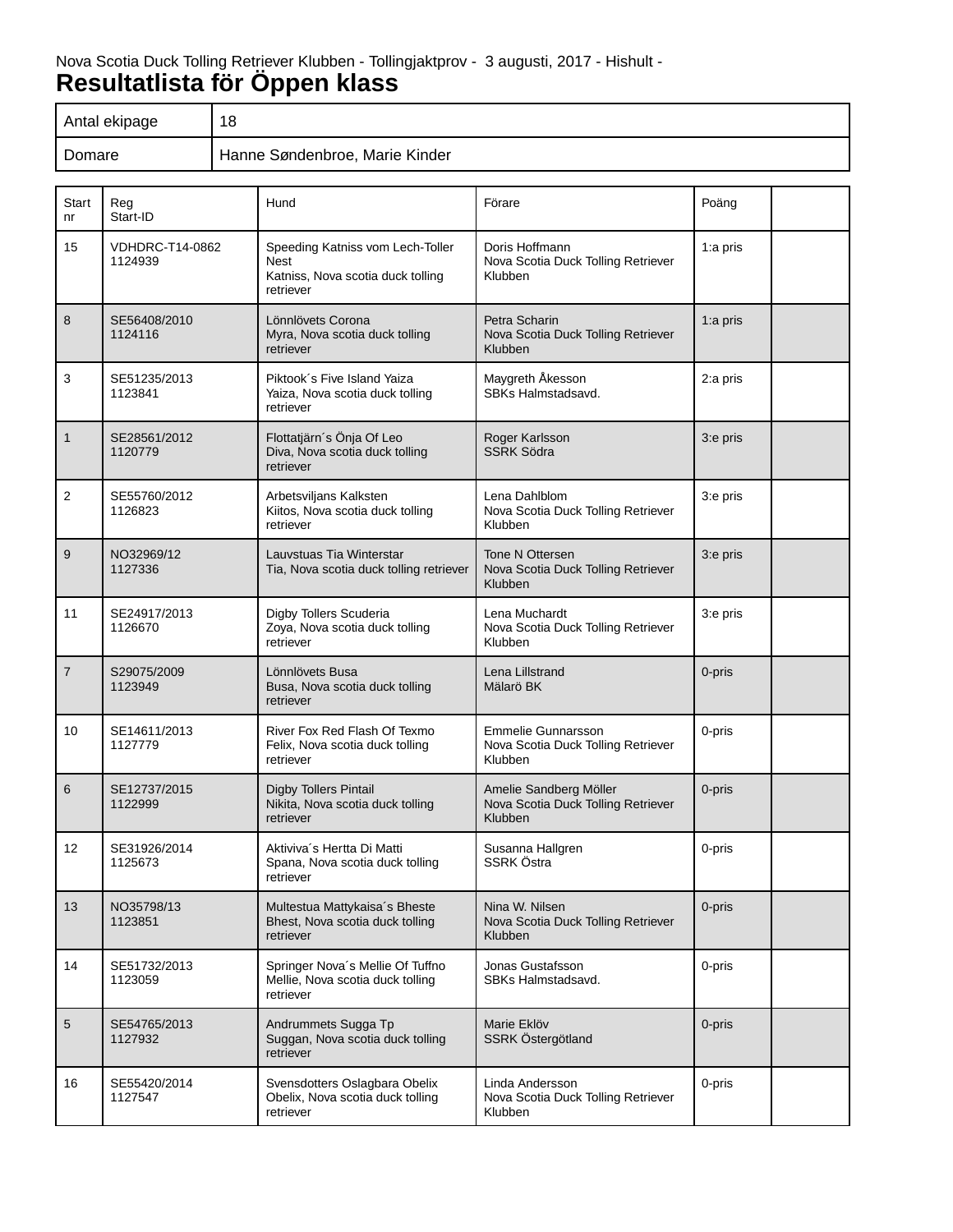Nova Scotia Duck Tolling Retriever Klubben - Tollingjaktprov - 3 augusti, 2017 - Hishult -

# Resultatlista för Öppen klass

| | |
|---|---|
| Antal ekipage | 18 |
| Domare | Hanne Søndenbroe, Marie Kinder |

| Start nr | Reg Start-ID | Hund | Förare | Poäng | |
|---|---|---|---|---|---|
| 15 | VDHDRC-T14-0862 1124939 | Speeding Katniss vom Lech-Toller Nest Katniss, Nova scotia duck tolling retriever | Doris Hoffmann Nova Scotia Duck Tolling Retriever Klubben | 1:a pris | |
| 8 | SE56408/2010 1124116 | Lönnlövets Corona Myra, Nova scotia duck tolling retriever | Petra Scharin Nova Scotia Duck Tolling Retriever Klubben | 1:a pris | |
| 3 | SE51235/2013 1123841 | Piktook´s Five Island Yaiza Yaiza, Nova scotia duck tolling retriever | Maygreth Åkesson SBKs Halmstadsavd. | 2:a pris | |
| 1 | SE28561/2012 1120779 | Flottatjärn´s Önja Of Leo Diva, Nova scotia duck tolling retriever | Roger Karlsson SSRK Södra | 3:e pris | |
| 2 | SE55760/2012 1126823 | Arbetsviljans Kalksten Kiitos, Nova scotia duck tolling retriever | Lena Dahlblom Nova Scotia Duck Tolling Retriever Klubben | 3:e pris | |
| 9 | NO32969/12 1127336 | Lauvstuas Tia Winterstar Tia, Nova scotia duck tolling retriever | Tone N Ottersen Nova Scotia Duck Tolling Retriever Klubben | 3:e pris | |
| 11 | SE24917/2013 1126670 | Digby Tollers Scuderia Zoya, Nova scotia duck tolling retriever | Lena Muchardt Nova Scotia Duck Tolling Retriever Klubben | 3:e pris | |
| 7 | S29075/2009 1123949 | Lönnlövets Busa Busa, Nova scotia duck tolling retriever | Lena Lillstrand Mälarö BK | 0-pris | |
| 10 | SE14611/2013 1127779 | River Fox Red Flash Of Texmo Felix, Nova scotia duck tolling retriever | Emmelie Gunnarsson Nova Scotia Duck Tolling Retriever Klubben | 0-pris | |
| 6 | SE12737/2015 1122999 | Digby Tollers Pintail Nikita, Nova scotia duck tolling retriever | Amelie Sandberg Möller Nova Scotia Duck Tolling Retriever Klubben | 0-pris | |
| 12 | SE31926/2014 1125673 | Aktiviva´s Hertta Di Matti Spana, Nova scotia duck tolling retriever | Susanna Hallgren SSRK Östra | 0-pris | |
| 13 | NO35798/13 1123851 | Multestua Mattykaisa´s Bheste Bhest, Nova scotia duck tolling retriever | Nina W. Nilsen Nova Scotia Duck Tolling Retriever Klubben | 0-pris | |
| 14 | SE51732/2013 1123059 | Springer Nova´s Mellie Of Tuffno Mellie, Nova scotia duck tolling retriever | Jonas Gustafsson SBKs Halmstadsavd. | 0-pris | |
| 5 | SE54765/2013 1127932 | Andrummets Sugga Tp Suggan, Nova scotia duck tolling retriever | Marie Eklöv SSRK Östergötland | 0-pris | |
| 16 | SE55420/2014 1127547 | Svensdotters Oslagbara Obelix Obelix, Nova scotia duck tolling retriever | Linda Andersson Nova Scotia Duck Tolling Retriever Klubben | 0-pris | |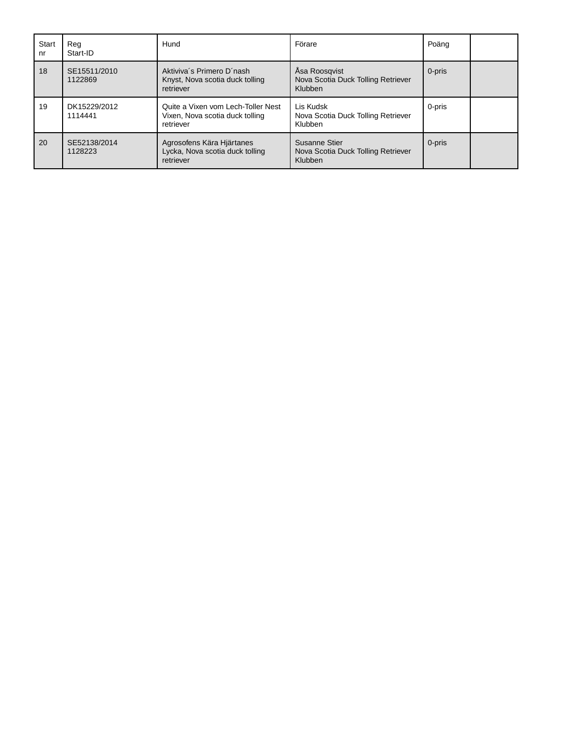| Start nr | Reg Start-ID | Hund | Förare | Poäng | |
|---|---|---|---|---|---|
| 18 | SE15511/2010 1122869 | Aktiviva´s Primero D´nash Knyst, Nova scotia duck tolling retriever | Åsa Roosqvist Nova Scotia Duck Tolling Retriever Klubben | 0-pris | |
| 19 | DK15229/2012 1114441 | Quite a Vixen vom Lech-Toller Nest Vixen, Nova scotia duck tolling retriever | Lis Kudsk Nova Scotia Duck Tolling Retriever Klubben | 0-pris | |
| 20 | SE52138/2014 1128223 | Agrosofens Kära Hjärtanes Lycka, Nova scotia duck tolling retriever | Susanne Stier Nova Scotia Duck Tolling Retriever Klubben | 0-pris | |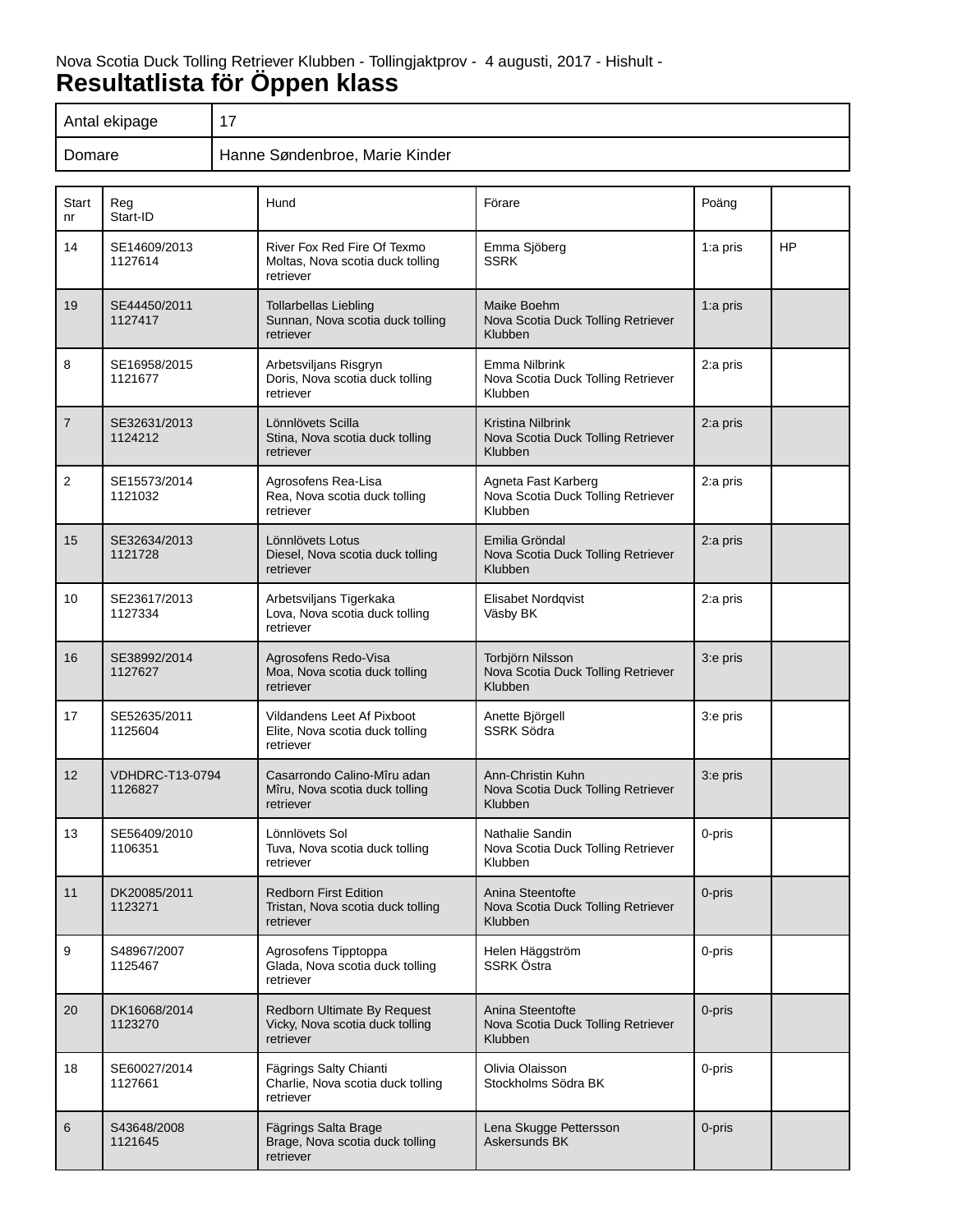Nova Scotia Duck Tolling Retriever Klubben - Tollingjaktprov - 4 augusti, 2017 - Hishult -

# Resultatlista för Öppen klass

| Antal ekipage | 17 |
|---|---|
| Domare | Hanne Søndenbroe, Marie Kinder |

| Start nr | Reg Start-ID | Hund | Förare | Poäng | |
|---|---|---|---|---|---|
| 14 | SE14609/2013 1127614 | River Fox Red Fire Of Texmo Moltas, Nova scotia duck tolling retriever | Emma Sjöberg SSRK | 1:a pris | HP |
| 19 | SE44450/2011 1127417 | Tollarbellas Liebling Sunnan, Nova scotia duck tolling retriever | Maike Boehm Nova Scotia Duck Tolling Retriever Klubben | 1:a pris | |
| 8 | SE16958/2015 1121677 | Arbetsviljans Risgryn Doris, Nova scotia duck tolling retriever | Emma Nilbrink Nova Scotia Duck Tolling Retriever Klubben | 2:a pris | |
| 7 | SE32631/2013 1124212 | Lönnlövets Scilla Stina, Nova scotia duck tolling retriever | Kristina Nilbrink Nova Scotia Duck Tolling Retriever Klubben | 2:a pris | |
| 2 | SE15573/2014 1121032 | Agrosofens Rea-Lisa Rea, Nova scotia duck tolling retriever | Agneta Fast Karberg Nova Scotia Duck Tolling Retriever Klubben | 2:a pris | |
| 15 | SE32634/2013 1121728 | Lönnlövets Lotus Diesel, Nova scotia duck tolling retriever | Emilia Gröndal Nova Scotia Duck Tolling Retriever Klubben | 2:a pris | |
| 10 | SE23617/2013 1127334 | Arbetsviljans Tigerkaka Lova, Nova scotia duck tolling retriever | Elisabet Nordqvist Väsby BK | 2:a pris | |
| 16 | SE38992/2014 1127627 | Agrosofens Redo-Visa Moa, Nova scotia duck tolling retriever | Torbjörn Nilsson Nova Scotia Duck Tolling Retriever Klubben | 3:e pris | |
| 17 | SE52635/2011 1125604 | Vildandens Leet Af Pixboot Elite, Nova scotia duck tolling retriever | Anette Björgell SSRK Södra | 3:e pris | |
| 12 | VDHDRC-T13-0794 1126827 | Casarrondo Calino-Mîru adan Mîru, Nova scotia duck tolling retriever | Ann-Christin Kuhn Nova Scotia Duck Tolling Retriever Klubben | 3:e pris | |
| 13 | SE56409/2010 1106351 | Lönnlövets Sol Tuva, Nova scotia duck tolling retriever | Nathalie Sandin Nova Scotia Duck Tolling Retriever Klubben | 0-pris | |
| 11 | DK20085/2011 1123271 | Redborn First Edition Tristan, Nova scotia duck tolling retriever | Anina Steentofte Nova Scotia Duck Tolling Retriever Klubben | 0-pris | |
| 9 | S48967/2007 1125467 | Agrosofens Tipptoppa Glada, Nova scotia duck tolling retriever | Helen Häggström SSRK Östra | 0-pris | |
| 20 | DK16068/2014 1123270 | Redborn Ultimate By Request Vicky, Nova scotia duck tolling retriever | Anina Steentofte Nova Scotia Duck Tolling Retriever Klubben | 0-pris | |
| 18 | SE60027/2014 1127661 | Fägrings Salty Chianti Charlie, Nova scotia duck tolling retriever | Olivia Olaisson Stockholms Södra BK | 0-pris | |
| 6 | S43648/2008 1121645 | Fägrings Salta Brage Brage, Nova scotia duck tolling retriever | Lena Skugge Pettersson Askersunds BK | 0-pris | |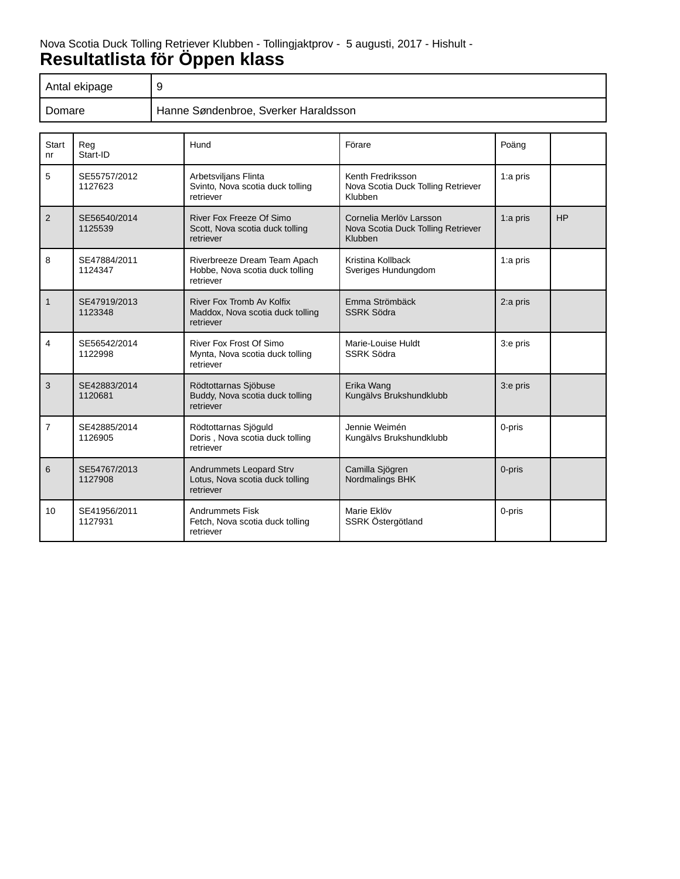Nova Scotia Duck Tolling Retriever Klubben - Tollingjaktprov - 5 augusti, 2017 - Hishult -

# Resultatlista för Öppen klass

| Antal ekipage | 9 |
|---|---|
| Domare | Hanne Søndenbroe, Sverker Haraldsson |

| Start nr | Reg Start-ID | Hund | Förare | Poäng | |
|---|---|---|---|---|---|
| 5 | SE55757/2012 1127623 | Arbetsviljans Flinta Svinto, Nova scotia duck tolling retriever | Kenth Fredriksson Nova Scotia Duck Tolling Retriever Klubben | 1:a pris | |
| 2 | SE56540/2014 1125539 | River Fox Freeze Of Simo Scott, Nova scotia duck tolling retriever | Cornelia Merlöv Larsson Nova Scotia Duck Tolling Retriever Klubben | 1:a pris | HP |
| 8 | SE47884/2011 1124347 | Riverbreeze Dream Team Apach Hobbe, Nova scotia duck tolling retriever | Kristina Kollback Sveriges Hundungdom | 1:a pris | |
| 1 | SE47919/2013 1123348 | River Fox Tromb Av Kolfix Maddox, Nova scotia duck tolling retriever | Emma Strömbäck SSRK Södra | 2:a pris | |
| 4 | SE56542/2014 1122998 | River Fox Frost Of Simo Mynta, Nova scotia duck tolling retriever | Marie-Louise Huldt SSRK Södra | 3:e pris | |
| 3 | SE42883/2014 1120681 | Rödtottarnas Sjöbuse Buddy, Nova scotia duck tolling retriever | Erika Wang Kungälvs Brukshundklubb | 3:e pris | |
| 7 | SE42885/2014 1126905 | Rödtottarnas Sjöguld Doris , Nova scotia duck tolling retriever | Jennie Weimén Kungälvs Brukshundklubb | 0-pris | |
| 6 | SE54767/2013 1127908 | Andrummets Leopard Strv Lotus, Nova scotia duck tolling retriever | Camilla Sjögren Nordmalings BHK | 0-pris | |
| 10 | SE41956/2011 1127931 | Andrummets Fisk Fetch, Nova scotia duck tolling retriever | Marie Eklöv SSRK Östergötland | 0-pris | |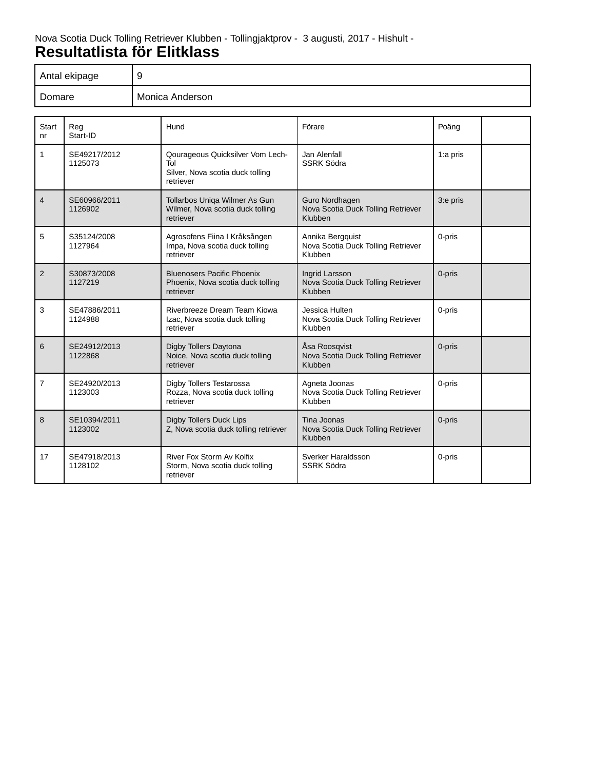Nova Scotia Duck Tolling Retriever Klubben - Tollingjaktprov - 3 augusti, 2017 - Hishult -

# Resultatlista för Elitklass

| Antal ekipage | 9 |
|---|---|
| Domare | Monica Anderson |

| Start nr | Reg Start-ID | Hund | Förare | Poäng | |
|---|---|---|---|---|---|
| 1 | SE49217/2012 1125073 | Qourageous Quicksilver Vom Lech-Tol Silver, Nova scotia duck tolling retriever | Jan Alenfall SSRK Södra | 1:a pris | |
| 4 | SE60966/2011 1126902 | Tollarbos Uniqa Wilmer As Gun Wilmer, Nova scotia duck tolling retriever | Guro Nordhagen Nova Scotia Duck Tolling Retriever Klubben | 3:e pris | |
| 5 | S35124/2008 1127964 | Agrosofens Fiina I Kråksången Impa, Nova scotia duck tolling retriever | Annika Bergquist Nova Scotia Duck Tolling Retriever Klubben | 0-pris | |
| 2 | S30873/2008 1127219 | Bluenosers Pacific Phoenix Phoenix, Nova scotia duck tolling retriever | Ingrid Larsson Nova Scotia Duck Tolling Retriever Klubben | 0-pris | |
| 3 | SE47886/2011 1124988 | Riverbreeze Dream Team Kiowa Izac, Nova scotia duck tolling retriever | Jessica Hulten Nova Scotia Duck Tolling Retriever Klubben | 0-pris | |
| 6 | SE24912/2013 1122868 | Digby Tollers Daytona Noice, Nova scotia duck tolling retriever | Åsa Roosqvist Nova Scotia Duck Tolling Retriever Klubben | 0-pris | |
| 7 | SE24920/2013 1123003 | Digby Tollers Testarossa Rozza, Nova scotia duck tolling retriever | Agneta Joonas Nova Scotia Duck Tolling Retriever Klubben | 0-pris | |
| 8 | SE10394/2011 1123002 | Digby Tollers Duck Lips Z, Nova scotia duck tolling retriever | Tina Joonas Nova Scotia Duck Tolling Retriever Klubben | 0-pris | |
| 17 | SE47918/2013 1128102 | River Fox Storm Av Kolfix Storm, Nova scotia duck tolling retriever | Sverker Haraldsson SSRK Södra | 0-pris | |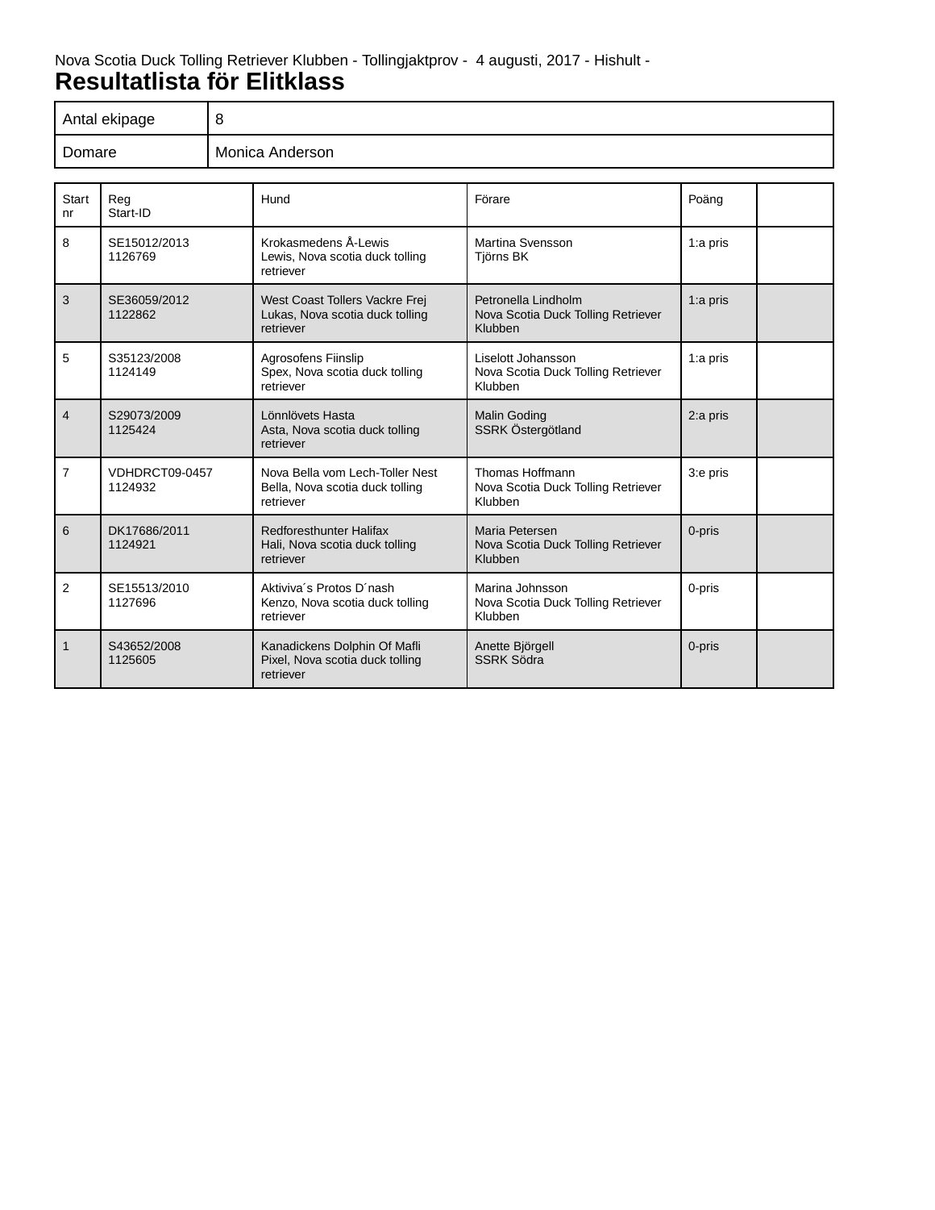Nova Scotia Duck Tolling Retriever Klubben - Tollingjaktprov - 4 augusti, 2017 - Hishult -

# Resultatlista för Elitklass

| Antal ekipage | 8 |
| --- | --- |
| Domare | Monica Anderson |

| Start nr | Reg Start-ID | Hund | Förare | Poäng | |
| --- | --- | --- | --- | --- | --- |
| 8 | SE15012/2013 1126769 | Krokasmedens Å-Lewis Lewis, Nova scotia duck tolling retriever | Martina Svensson Tjörns BK | 1:a pris | |
| 3 | SE36059/2012 1122862 | West Coast Tollers Vackre Frej Lukas, Nova scotia duck tolling retriever | Petronella Lindholm Nova Scotia Duck Tolling Retriever Klubben | 1:a pris | |
| 5 | S35123/2008 1124149 | Agrosofens Fiinslip Spex, Nova scotia duck tolling retriever | Liselott Johansson Nova Scotia Duck Tolling Retriever Klubben | 1:a pris | |
| 4 | S29073/2009 1125424 | Lönnlövets Hasta Asta, Nova scotia duck tolling retriever | Malin Goding SSRK Östergötland | 2:a pris | |
| 7 | VDHDRCT09-0457 1124932 | Nova Bella vom Lech-Toller Nest Bella, Nova scotia duck tolling retriever | Thomas Hoffmann Nova Scotia Duck Tolling Retriever Klubben | 3:e pris | |
| 6 | DK17686/2011 1124921 | Redforesthunter Halifax Hali, Nova scotia duck tolling retriever | Maria Petersen Nova Scotia Duck Tolling Retriever Klubben | 0-pris | |
| 2 | SE15513/2010 1127696 | Aktiviva´s Protos D´nash Kenzo, Nova scotia duck tolling retriever | Marina Johnsson Nova Scotia Duck Tolling Retriever Klubben | 0-pris | |
| 1 | S43652/2008 1125605 | Kanadickens Dolphin Of Mafli Pixel, Nova scotia duck tolling retriever | Anette Björgell SSRK Södra | 0-pris | |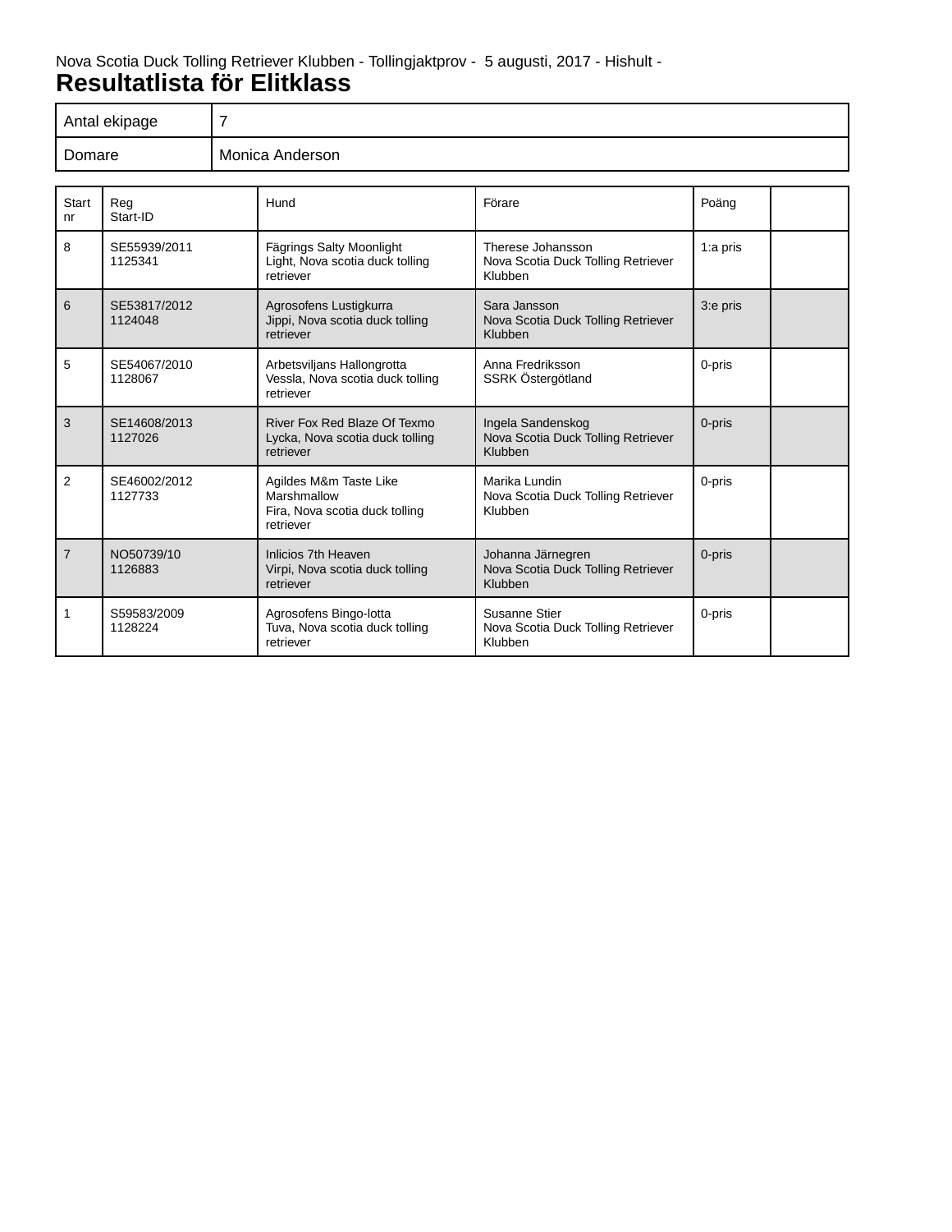Nova Scotia Duck Tolling Retriever Klubben - Tollingjaktprov - 5 augusti, 2017 - Hishult -

# Resultatlista för Elitklass

| | |
|---|---|
| Antal ekipage | 7 |
| Domare | Monica Anderson |

| Start nr | Reg Start-ID | Hund | Förare | Poäng | |
|---|---|---|---|---|---|
| 8 | SE55939/2011 1125341 | Fägrings Salty Moonlight Light, Nova scotia duck tolling retriever | Therese Johansson Nova Scotia Duck Tolling Retriever Klubben | 1:a pris | |
| 6 | SE53817/2012 1124048 | Agrosofens Lustigkurra Jippi, Nova scotia duck tolling retriever | Sara Jansson Nova Scotia Duck Tolling Retriever Klubben | 3:e pris | |
| 5 | SE54067/2010 1128067 | Arbetsviljans Hallongrotta Vessla, Nova scotia duck tolling retriever | Anna Fredriksson SSRK Östergötland | 0-pris | |
| 3 | SE14608/2013 1127026 | River Fox Red Blaze Of Texmo Lycka, Nova scotia duck tolling retriever | Ingela Sandenskog Nova Scotia Duck Tolling Retriever Klubben | 0-pris | |
| 2 | SE46002/2012 1127733 | Agildes M&m Taste Like Marshmallow Fira, Nova scotia duck tolling retriever | Marika Lundin Nova Scotia Duck Tolling Retriever Klubben | 0-pris | |
| 7 | NO50739/10 1126883 | Inlicios 7th Heaven Virpi, Nova scotia duck tolling retriever | Johanna Järnegren Nova Scotia Duck Tolling Retriever Klubben | 0-pris | |
| 1 | S59583/2009 1128224 | Agrosofens Bingo-lotta Tuva, Nova scotia duck tolling retriever | Susanne Stier Nova Scotia Duck Tolling Retriever Klubben | 0-pris | |